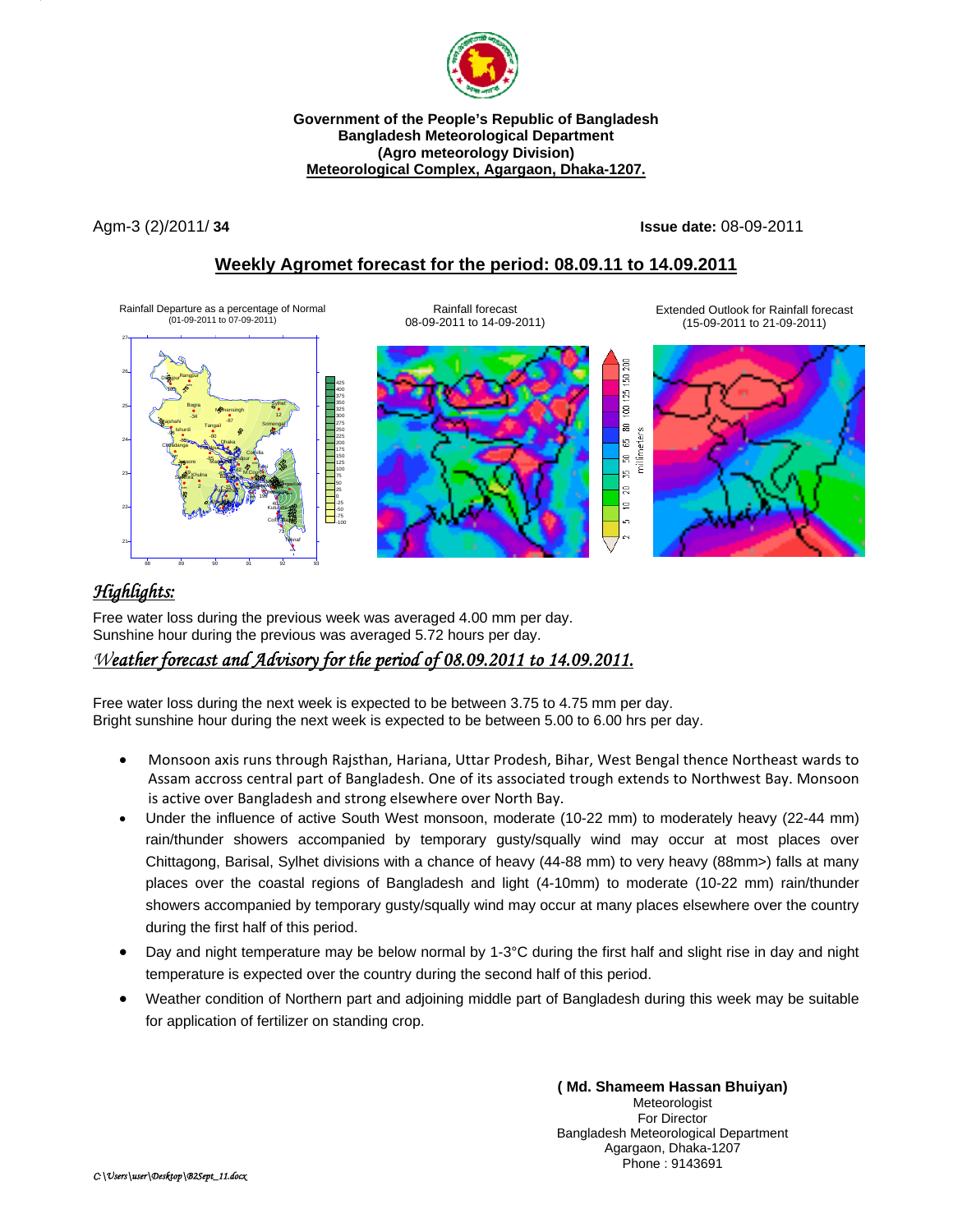**Government of the People's Republic of Bangladesh**
**Bangladesh Meteorological Department**
**(Agro meteorology Division)**
**Meteorological Complex, Agargaon, Dhaka-1207.**

Agm-3 (2)/2011/ **34** **Issue date:** 08-09-2011

## Weekly Agromet forecast for the period: 08.09.11 to 14.09.2011

Rainfall Departure as a percentage of Normal (01-09-2011 to 07-09-2011)

Rainfall forecast 08-09-2011 to 14-09-2011)

Extended Outlook for Rainfall forecast (15-09-2011 to 21-09-2011)

### *Highlights:*

Free water loss during the previous week was averaged 4.00 mm per day.
Sunshine hour during the previous was averaged 5.72 hours per day.

### *Weather forecast and Advisory for the period of 08.09.2011 to 14.09.2011.*

Free water loss during the next week is expected to be between 3.75 to 4.75 mm per day.
Bright sunshine hour during the next week is expected to be between 5.00 to 6.00 hrs per day.

- Monsoon axis runs through Rajsthan, Hariana, Uttar Prodesh, Bihar, West Bengal thence Northeast wards to Assam accross central part of Bangladesh. One of its associated trough extends to Northwest Bay. Monsoon is active over Bangladesh and strong elsewhere over North Bay.
- Under the influence of active South West monsoon, moderate (10-22 mm) to moderately heavy (22-44 mm) rain/thunder showers accompanied by temporary gusty/squally wind may occur at most places over Chittagong, Barisal, Sylhet divisions with a chance of heavy (44-88 mm) to very heavy (88mm>) falls at many places over the coastal regions of Bangladesh and light (4-10mm) to moderate (10-22 mm) rain/thunder showers accompanied by temporary gusty/squally wind may occur at many places elsewhere over the country during the first half of this period.
- Day and night temperature may be below normal by 1-3°C during the first half and slight rise in day and night temperature is expected over the country during the second half of this period.
- Weather condition of Northern part and adjoining middle part of Bangladesh during this week may be suitable for application of fertilizer on standing crop.

**( Md. Shameem Hassan Bhuiyan)**
Meteorologist
For Director
Bangladesh Meteorological Department
Agargaon, Dhaka-1207
Phone : 9143691

*C:\Users\user\Desktop\B2Sept_11.docx*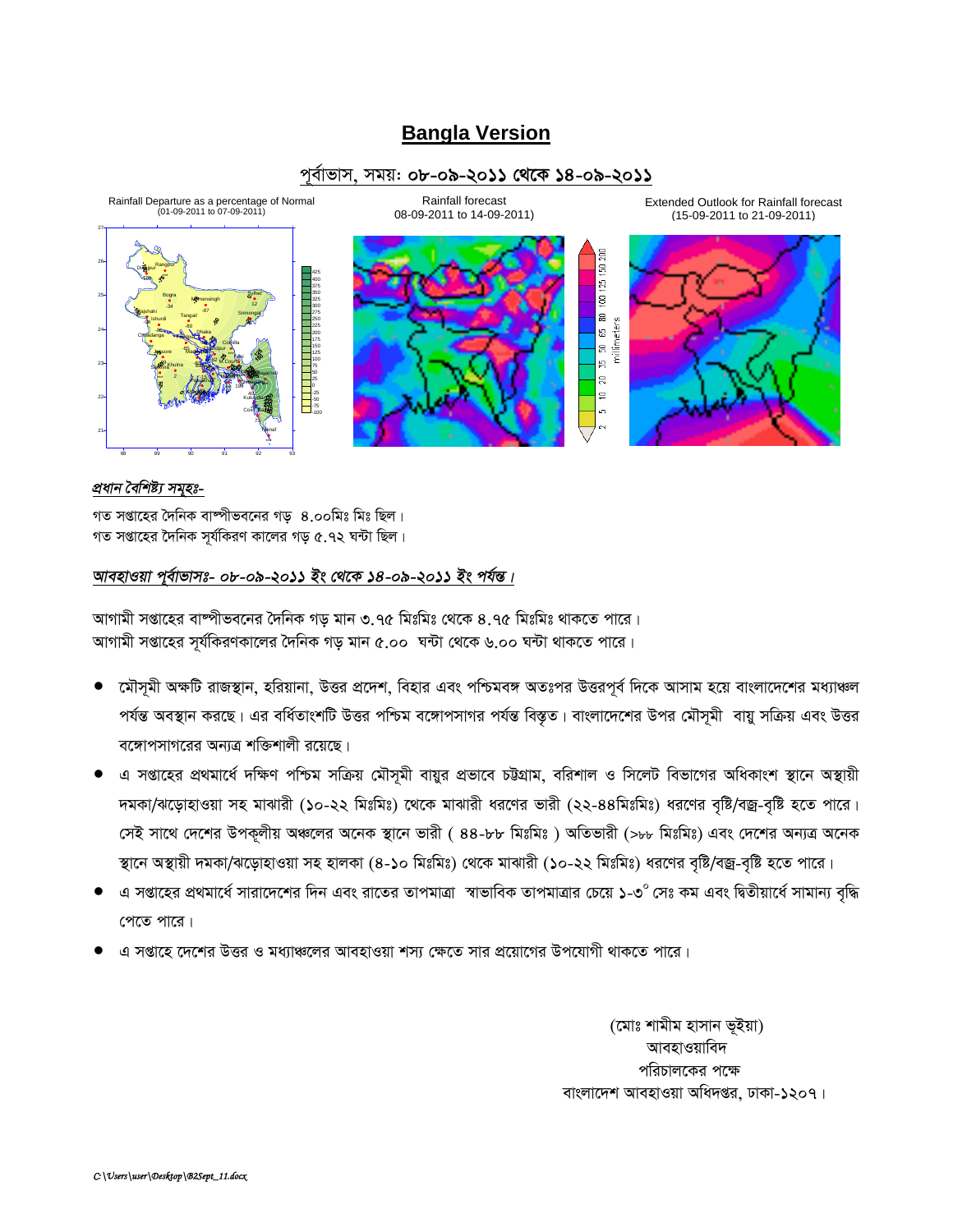# Bangla Version

পূর্বাভাস, সময়: ০৮-০৯-২০১১ থেকে ১৪-০৯-২০১১

Rainfall Departure as a percentage of Normal (01-09-2011 to 07-09-2011)

Rainfall forecast 08-09-2011 to 14-09-2011)

Extended Outlook for Rainfall forecast (15-09-2011 to 21-09-2011)

*প্রধান বৈশিষ্ট্য সমূহঃ-*

গত সপ্তাহের দৈনিক বাষ্পীভবনের গড় ৪.০০মিঃ মিঃ ছিল।
গত সপ্তাহের দৈনিক সূর্যকিরণ কালের গড় ৫.৭২ ঘন্টা ছিল।

*আবহাওয়া পূর্বাভাসঃ- ০৮-০৯-২০১১ ইং থেকে ১৪-০৯-২০১১ ইং পর্যন্ত।*

আগামী সপ্তাহের বাষ্পীভবনের দৈনিক গড় মান ৩.৭৫ মিঃমিঃ থেকে ৪.৭৫ মিঃমিঃ থাকতে পারে।
আগামী সপ্তাহের সূর্যকিরণকালের দৈনিক গড় মান ৫.০০ ঘন্টা থেকে ৬.০০ ঘন্টা থাকতে পারে।

- মৌসূমী অক্ষটি রাজস্থান, হরিয়ানা, উত্তর প্রদেশ, বিহার এবং পশ্চিমবঙ্গ অতঃপর উত্তরপূর্ব দিকে আসাম হয়ে বাংলাদেশের মধ্যাঞ্চল পর্যন্ত অবস্থান করছে। এর বর্ধিতাংশটি উত্তর পশ্চিম বঙ্গোপসাগর পর্যন্ত বিস্তৃত। বাংলাদেশের উপর মৌসূমী বায়ু সক্রিয় এবং উত্তর বঙ্গোপসাগরের অন্যত্র শক্তিশালী রয়েছে।
- এ সপ্তাহের প্রথমার্ধে দক্ষিণ পশ্চিম সক্রিয় মৌসূমী বায়ুর প্রভাবে চট্টগ্রাম, বরিশাল ও সিলেট বিভাগের অধিকাংশ স্থানে অস্থায়ী দমকা/ঝড়োহাওয়া সহ মাঝারী (১০-২২ মিঃমিঃ) থেকে মাঝারী ধরণের ভারী (২২-৪৪মিঃমিঃ) ধরণের বৃষ্টি/বজ্র-বৃষ্টি হতে পারে। সেই সাথে দেশের উপকূলীয় অঞ্চলের অনেক স্থানে ভারী ( ৪৪-৮৮ মিঃমিঃ ) অতিভারী (>৮৮ মিঃমিঃ) এবং দেশের অন্যত্র অনেক স্থানে অস্থায়ী দমকা/ঝড়োহাওয়া সহ হালকা (৪-১০ মিঃমিঃ) থেকে মাঝারী (১০-২২ মিঃমিঃ) ধরণের বৃষ্টি/বজ্র-বৃষ্টি হতে পারে।
- এ সপ্তাহের প্রথমার্ধে সারাদেশের দিন এবং রাতের তাপমাত্রা স্বাভাবিক তাপমাত্রার চেয়ে ১-৩° সেঃ কম এবং দ্বিতীয়ার্ধে সামান্য বৃদ্ধি পেতে পারে।
- এ সপ্তাহে দেশের উত্তর ও মধ্যাঞ্চলের আবহাওয়া শস্য ক্ষেতে সার প্রয়োগের উপযোগী থাকতে পারে।

(মোঃ শামীম হাসান ভূইয়া)
আবহাওয়াবিদ
পরিচালকের পক্ষে
বাংলাদেশ আবহাওয়া অধিদপ্তর, ঢাকা-১২০৭।

C:\Users\user\Desktop\B2Sept_11.docx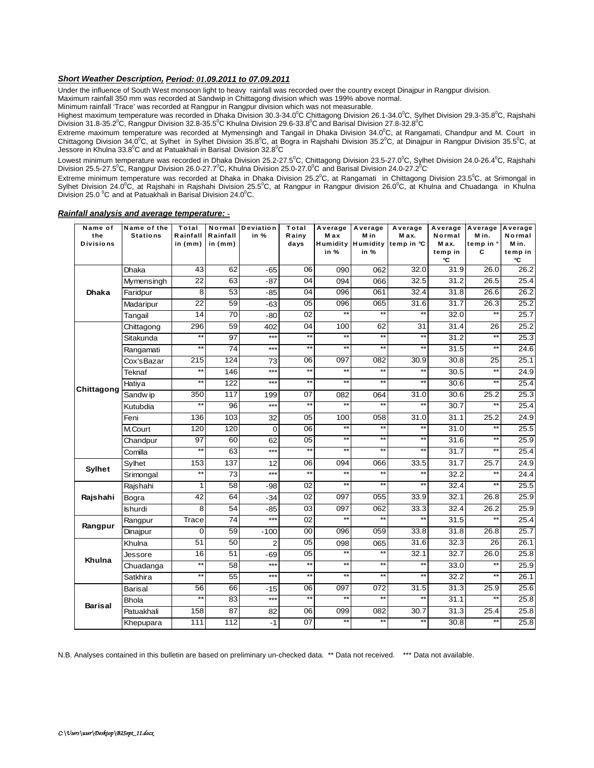***Short Weather Description, Period: 01.09.2011 to 07.09.2011***

Under the influence of South West monsoon light to heavy rainfall was recorded over the country except Dinajpur in Rangpur division.

Maximum rainfall 350 mm was recorded at Sandwip in Chittagong division which was 199% above normal.

Minimum rainfall 'Trace' was recorded at Rangpur in Rangpur division which was not measurable.

Highest maximum temperature was recorded in Dhaka Division 30.3-34.0$^0$C Chittagong Division 26.1-34.0$^0$C, Sylhet Division 29.3-35.8$^0$C, Rajshahi Division 31.8-35.2$^0$C, Rangpur Division 32.8-35.5$^0$C Khulna Division 29.6-33.8$^0$C and Barisal Division 27.8-32.8$^0$C

Extreme maximum temperature was recorded at Mymensingh and Tangail in Dhaka Division 34.0$^0$C, at Rangamati, Chandpur and M. Court in Chittagong Division 34.0$^0$C, at Sylhet in Sylhet Division 35.8$^0$C, at Bogra in Rajshahi Division 35.2$^0$C, at Dinajpur in Rangpur Division 35.5$^0$C, at Jessore in Khulna 33.8$^0$C and at Patuakhali in Barisal Division 32.8$^0$C

Lowest minimum temperature was recorded in Dhaka Division 25.2-27.5$^0$C, Chittagong Division 23.5-27.0$^0$C, Sylhet Division 24.0-26.4$^0$C, Rajshahi Division 25.5-27.5$^0$C, Rangpur Division 26.0-27.7$^0$C, Khulna Division 25.0-27.0$^0$C and Barisal Division 24.0-27.2$^0$C.

Extreme minimum temperature was recorded at Dhaka in Dhaka Division 25.2$^0$C, at Rangamati in Chittagong Division 23.5$^0$C, at Srimongal in Sylhet Division 24.0$^0$C, at Rajshahi in Rajshahi Division 25.5$^0$C, at Rangpur in Rangpur division 26.0$^0$C, at Khulna and Chuadanga in Khulna Division 25.0 $^0$C and at Patuakhali in Barisal Division 24.0$^0$C.

***Rainfall analysis and average temperature: -***

| Name of the Divisions | Name of the Stations | Total Rainfall in (mm) | Normal Rainfall in (mm) | Deviation in % | Total Rainy days | Average Max Humidity in % | Average Min Humidity in % | Average Max. temp in ℃ | Average Normal Max. temp in ℃ | Average Min. temp in ° C | Average Normal Min. temp in ℃ |
|---|---|---|---|---|---|---|---|---|---|---|---|
| Dhaka | Dhaka | 43 | 62 | -65 | 06 | 090 | 062 | 32.0 | 31.9 | 26.0 | 26.2 |
| | Mymensingh | 22 | 63 | -87 | 04 | 094 | 066 | 32.5 | 31.2 | 26.5 | 25.4 |
| | Faridpur | 8 | 53 | -85 | 04 | 096 | 061 | 32.4 | 31.8 | 26.6 | 26.2 |
| | Madaripur | 22 | 59 | -63 | 05 | 096 | 065 | 31.6 | 31.7 | 26.3 | 25.2 |
| | Tangail | 14 | 70 | -80 | 02 | ** | ** | ** | 32.0 | ** | 25.7 |
| Chittagong | Chittagong | 296 | 59 | 402 | 04 | 100 | 62 | 31 | 31.4 | 26 | 25.2 |
| | Sitakunda | ** | 97 | *** | ** | ** | ** | ** | 31.2 | ** | 25.3 |
| | Rangamati | ** | 74 | *** | ** | ** | ** | ** | 31.5 | ** | 24.6 |
| | Cox'sBazar | 215 | 124 | 73 | 06 | 097 | 082 | 30.9 | 30.8 | 25 | 25.1 |
| | Teknaf | ** | 146 | *** | ** | ** | ** | ** | 30.5 | ** | 24.9 |
| | Hatiya | ** | 122 | *** | ** | ** | ** | ** | 30.6 | ** | 25.4 |
| | Sandwip | 350 | 117 | 199 | 07 | 082 | 064 | 31.0 | 30.6 | 25.2 | 25.3 |
| | Kutubdia | ** | 96 | *** | ** | ** | ** | ** | 30.7 | ** | 25.4 |
| | Feni | 136 | 103 | 32 | 05 | 100 | 058 | 31.0 | 31.1 | 25.2 | 24.9 |
| | M.Court | 120 | 120 | 0 | 06 | ** | ** | ** | 31.0 | ** | 25.5 |
| | Chandpur | 97 | 60 | 62 | 05 | ** | ** | ** | 31.6 | ** | 25.9 |
| | Comilla | ** | 63 | *** | ** | ** | ** | ** | 31.7 | ** | 25.4 |
| Sylhet | Sylhet | 153 | 137 | 12 | 06 | 094 | 066 | 33.5 | 31.7 | 25.7 | 24.9 |
| | Srimongal | ** | 73 | *** | ** | ** | ** | ** | 32.2 | ** | 24.4 |
| Rajshahi | Rajshahi | 1 | 58 | -98 | 02 | ** | ** | ** | 32.4 | ** | 25.5 |
| | Bogra | 42 | 64 | -34 | 02 | 097 | 055 | 33.9 | 32.1 | 26.8 | 25.9 |
| | Ishurdi | 8 | 54 | -85 | 03 | 097 | 062 | 33.3 | 32.4 | 26.2 | 25.9 |
| Rangpur | Rangpur | Trace | 74 | *** | 02 | ** | ** | ** | 31.5 | ** | 25.4 |
| | Dinajpur | 0 | 59 | -100 | 00 | 096 | 059 | 33.8 | 31.8 | 26.8 | 25.7 |
| Khulna | Khulna | 51 | 50 | 2 | 05 | 098 | 065 | 31.6 | 32.3 | 26 | 26.1 |
| | Jessore | 16 | 51 | -69 | 05 | ** | ** | 32.1 | 32.7 | 26.0 | 25.8 |
| | Chuadanga | ** | 58 | *** | ** | ** | ** | ** | 33.0 | ** | 25.9 |
| | Satkhira | ** | 55 | *** | ** | ** | ** | ** | 32.2 | ** | 26.1 |
| Barisal | Barisal | 56 | 66 | -15 | 06 | 097 | 072 | 31.5 | 31.3 | 25.9 | 25.6 |
| | Bhola | ** | 83 | *** | ** | ** | ** | ** | 31.1 | ** | 25.8 |
| | Patuakhali | 158 | 87 | 82 | 06 | 099 | 082 | 30.7 | 31.3 | 25.4 | 25.8 |
| | Khepupara | 111 | 112 | -1 | 07 | ** | ** | ** | 30.8 | ** | 25.8 |

N.B. Analyses contained in this bulletin are based on preliminary un-checked data. ** Data not received. *** Data not available.